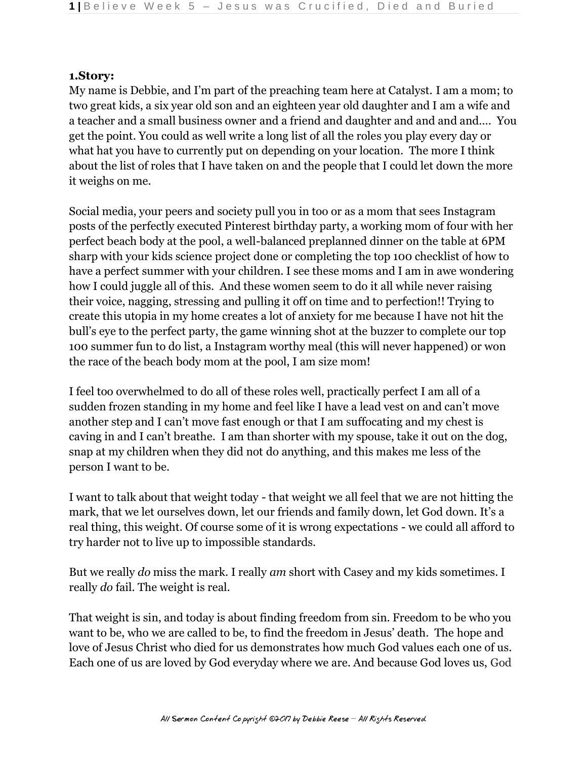**1.Story:**

My name is Debbie, and I'm part of the preaching team here at Catalyst. I am a mom; to two great kids, a six year old son and an eighteen year old daughter and I am a wife and a teacher and a small business owner and a friend and daughter and and and and…. You get the point. You could as well write a long list of all the roles you play every day or what hat you have to currently put on depending on your location. The more I think about the list of roles that I have taken on and the people that I could let down the more it weighs on me.

Social media, your peers and society pull you in too or as a mom that sees Instagram posts of the perfectly executed Pinterest birthday party, a working mom of four with her perfect beach body at the pool, a well-balanced preplanned dinner on the table at 6PM sharp with your kids science project done or completing the top 100 checklist of how to have a perfect summer with your children. I see these moms and I am in awe wondering how I could juggle all of this. And these women seem to do it all while never raising their voice, nagging, stressing and pulling it off on time and to perfection!! Trying to create this utopia in my home creates a lot of anxiety for me because I have not hit the bull's eye to the perfect party, the game winning shot at the buzzer to complete our top 100 summer fun to do list, a Instagram worthy meal (this will never happened) or won the race of the beach body mom at the pool, I am size mom!

I feel too overwhelmed to do all of these roles well, practically perfect I am all of a sudden frozen standing in my home and feel like I have a lead vest on and can't move another step and I can't move fast enough or that I am suffocating and my chest is caving in and I can't breathe. I am than shorter with my spouse, take it out on the dog, snap at my children when they did not do anything, and this makes me less of the person I want to be.

I want to talk about that weight today - that weight we all feel that we are not hitting the mark, that we let ourselves down, let our friends and family down, let God down. It's a real thing, this weight. Of course some of it is wrong expectations - we could all afford to try harder not to live up to impossible standards.

But we really *do* miss the mark. I really *am* short with Casey and my kids sometimes. I really *do* fail. The weight is real.

That weight is sin, and today is about finding freedom from sin. Freedom to be who you want to be, who we are called to be, to find the freedom in Jesus' death. The hope and love of Jesus Christ who died for us demonstrates how much God values each one of us. Each one of us are loved by God everyday where we are. And because God loves us, God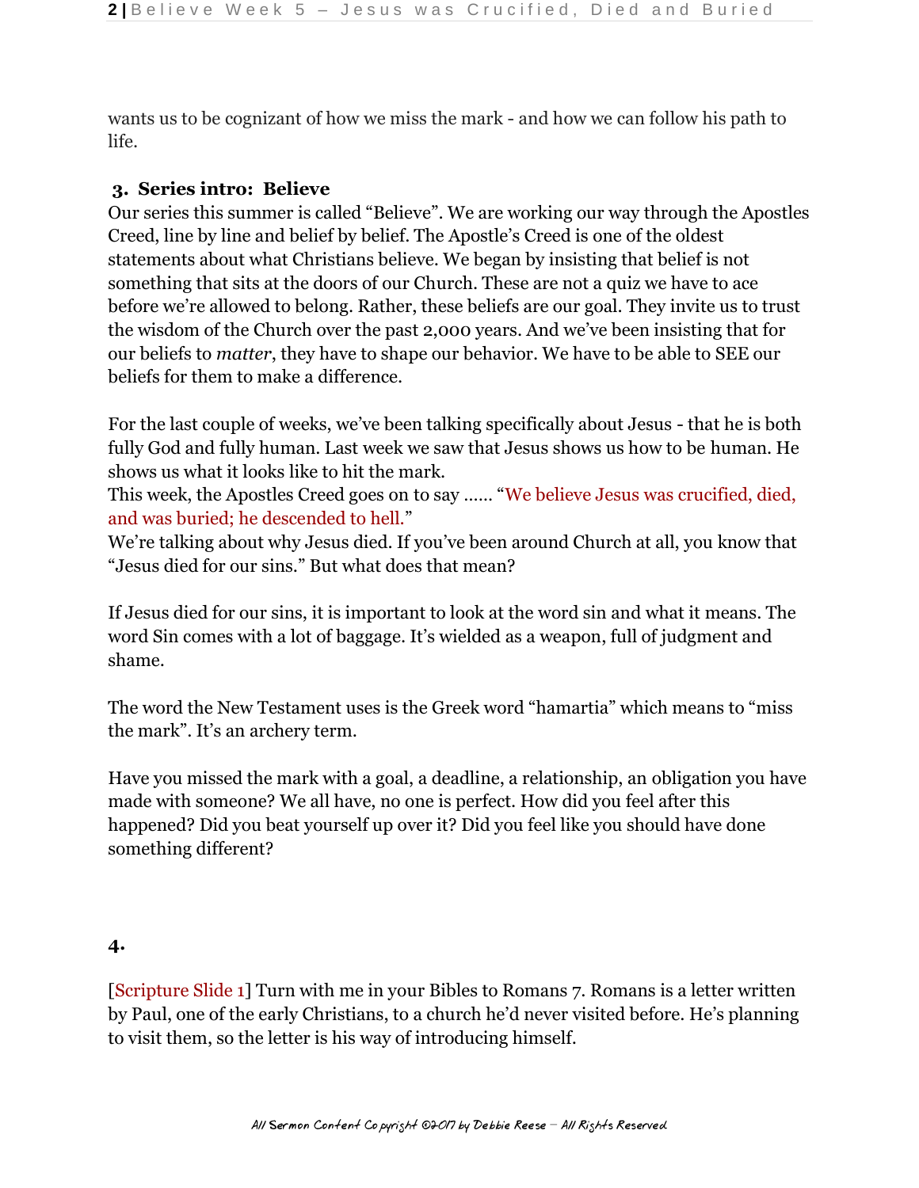wants us to be cognizant of how we miss the mark - and how we can follow his path to life.

### 3. Series intro: Believe

Our series this summer is called "Believe". We are working our way through the Apostles Creed, line by line and belief by belief. The Apostle's Creed is one of the oldest statements about what Christians believe. We began by insisting that belief is not something that sits at the doors of our Church. These are not a quiz we have to ace before we're allowed to belong. Rather, these beliefs are our goal. They invite us to trust the wisdom of the Church over the past 2,000 years. And we've been insisting that for our beliefs to *matter*, they have to shape our behavior. We have to be able to SEE our beliefs for them to make a difference.

For the last couple of weeks, we've been talking specifically about Jesus - that he is both fully God and fully human. Last week we saw that Jesus shows us how to be human. He shows us what it looks like to hit the mark.
This week, the Apostles Creed goes on to say …… "We believe Jesus was crucified, died, and was buried; he descended to hell."
We're talking about why Jesus died. If you've been around Church at all, you know that "Jesus died for our sins." But what does that mean?

If Jesus died for our sins, it is important to look at the word sin and what it means. The word Sin comes with a lot of baggage. It's wielded as a weapon, full of judgment and shame.

The word the New Testament uses is the Greek word "hamartia" which means to "miss the mark". It's an archery term.

Have you missed the mark with a goal, a deadline, a relationship, an obligation you have made with someone? We all have, no one is perfect. How did you feel after this happened? Did you beat yourself up over it? Did you feel like you should have done something different?

### 4.

[Scripture Slide 1] Turn with me in your Bibles to Romans 7. Romans is a letter written by Paul, one of the early Christians, to a church he'd never visited before. He's planning to visit them, so the letter is his way of introducing himself.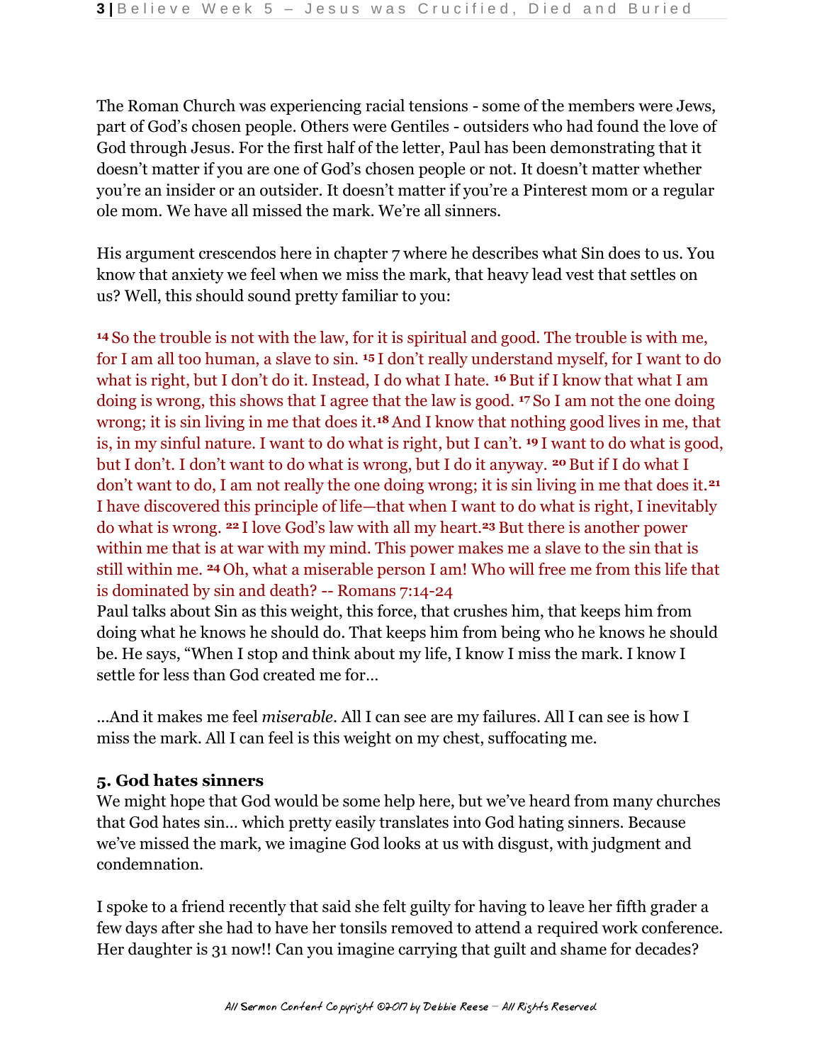The Roman Church was experiencing racial tensions - some of the members were Jews, part of God's chosen people. Others were Gentiles - outsiders who had found the love of God through Jesus. For the first half of the letter, Paul has been demonstrating that it doesn't matter if you are one of God's chosen people or not. It doesn't matter whether you're an insider or an outsider. It doesn't matter if you're a Pinterest mom or a regular ole mom. We have all missed the mark. We're all sinners.

His argument crescendos here in chapter 7 where he describes what Sin does to us. You know that anxiety we feel when we miss the mark, that heavy lead vest that settles on us? Well, this should sound pretty familiar to you:

**14** So the trouble is not with the law, for it is spiritual and good. The trouble is with me, for I am all too human, a slave to sin. **15** I don't really understand myself, for I want to do what is right, but I don't do it. Instead, I do what I hate. **16** But if I know that what I am doing is wrong, this shows that I agree that the law is good. **17** So I am not the one doing wrong; it is sin living in me that does it.**18** And I know that nothing good lives in me, that is, in my sinful nature. I want to do what is right, but I can't. **19** I want to do what is good, but I don't. I don't want to do what is wrong, but I do it anyway. **20** But if I do what I don't want to do, I am not really the one doing wrong; it is sin living in me that does it.**21** I have discovered this principle of life—that when I want to do what is right, I inevitably do what is wrong. **22** I love God's law with all my heart.**23** But there is another power within me that is at war with my mind. This power makes me a slave to the sin that is still within me. **24** Oh, what a miserable person I am! Who will free me from this life that is dominated by sin and death? -- Romans 7:14-24

Paul talks about Sin as this weight, this force, that crushes him, that keeps him from doing what he knows he should do. That keeps him from being who he knows he should be. He says, "When I stop and think about my life, I know I miss the mark. I know I settle for less than God created me for...

...And it makes me feel *miserable*. All I can see are my failures. All I can see is how I miss the mark. All I can feel is this weight on my chest, suffocating me.

**5. God hates sinners**

We might hope that God would be some help here, but we've heard from many churches that God hates sin... which pretty easily translates into God hating sinners. Because we've missed the mark, we imagine God looks at us with disgust, with judgment and condemnation.

I spoke to a friend recently that said she felt guilty for having to leave her fifth grader a few days after she had to have her tonsils removed to attend a required work conference. Her daughter is 31 now!! Can you imagine carrying that guilt and shame for decades?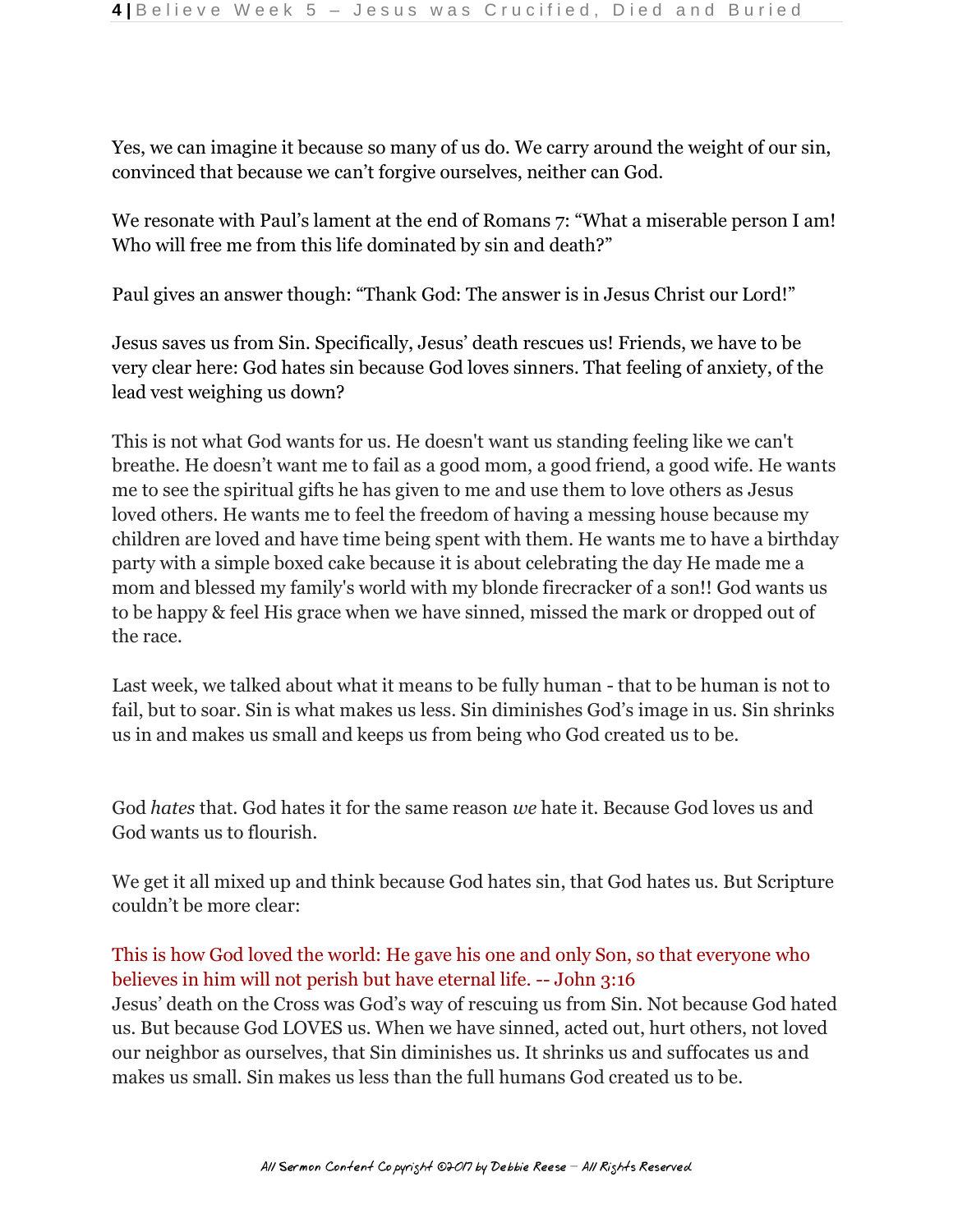Yes, we can imagine it because so many of us do. We carry around the weight of our sin, convinced that because we can't forgive ourselves, neither can God.

We resonate with Paul's lament at the end of Romans 7: "What a miserable person I am! Who will free me from this life dominated by sin and death?"

Paul gives an answer though: "Thank God: The answer is in Jesus Christ our Lord!"

Jesus saves us from Sin. Specifically, Jesus' death rescues us! Friends, we have to be very clear here: God hates sin because God loves sinners. That feeling of anxiety, of the lead vest weighing us down?

This is not what God wants for us. He doesn't want us standing feeling like we can't breathe. He doesn't want me to fail as a good mom, a good friend, a good wife. He wants me to see the spiritual gifts he has given to me and use them to love others as Jesus loved others. He wants me to feel the freedom of having a messing house because my children are loved and have time being spent with them. He wants me to have a birthday party with a simple boxed cake because it is about celebrating the day He made me a mom and blessed my family's world with my blonde firecracker of a son!! God wants us to be happy & feel His grace when we have sinned, missed the mark or dropped out of the race.

Last week, we talked about what it means to be fully human - that to be human is not to fail, but to soar. Sin is what makes us less. Sin diminishes God's image in us. Sin shrinks us in and makes us small and keeps us from being who God created us to be.

God *hates* that. God hates it for the same reason *we* hate it. Because God loves us and God wants us to flourish.

We get it all mixed up and think because God hates sin, that God hates us. But Scripture couldn't be more clear:

This is how God loved the world: He gave his one and only Son, so that everyone who believes in him will not perish but have eternal life. -- John 3:16

Jesus' death on the Cross was God's way of rescuing us from Sin. Not because God hated us. But because God LOVES us. When we have sinned, acted out, hurt others, not loved our neighbor as ourselves, that Sin diminishes us. It shrinks us and suffocates us and makes us small. Sin makes us less than the full humans God created us to be.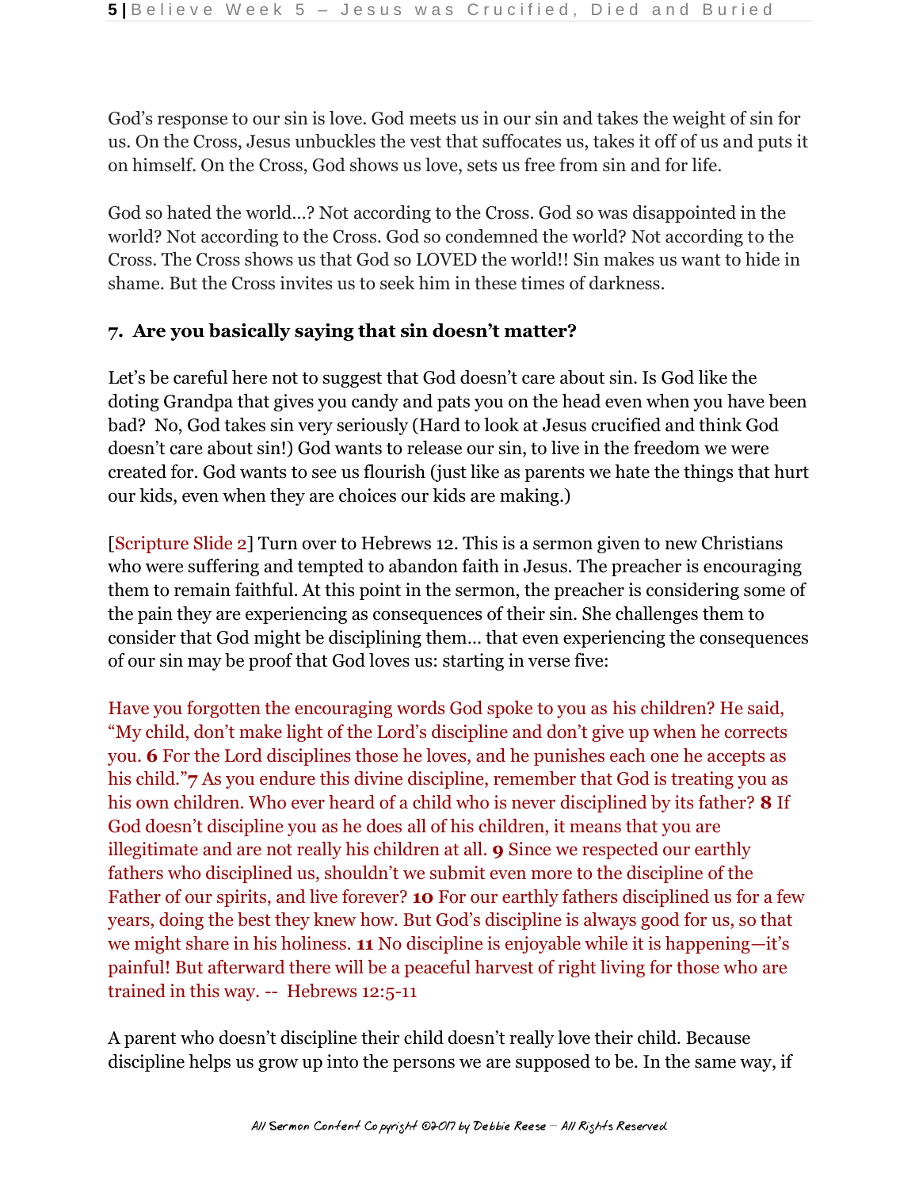God's response to our sin is love. God meets us in our sin and takes the weight of sin for us. On the Cross, Jesus unbuckles the vest that suffocates us, takes it off of us and puts it on himself. On the Cross, God shows us love, sets us free from sin and for life.

God so hated the world…? Not according to the Cross. God so was disappointed in the world? Not according to the Cross. God so condemned the world? Not according to the Cross. The Cross shows us that God so LOVED the world!! Sin makes us want to hide in shame. But the Cross invites us to seek him in these times of darkness.

**7. Are you basically saying that sin doesn't matter?**

Let's be careful here not to suggest that God doesn't care about sin. Is God like the doting Grandpa that gives you candy and pats you on the head even when you have been bad? No, God takes sin very seriously (Hard to look at Jesus crucified and think God doesn't care about sin!) God wants to release our sin, to live in the freedom we were created for. God wants to see us flourish (just like as parents we hate the things that hurt our kids, even when they are choices our kids are making.)

[Scripture Slide 2] Turn over to Hebrews 12. This is a sermon given to new Christians who were suffering and tempted to abandon faith in Jesus. The preacher is encouraging them to remain faithful. At this point in the sermon, the preacher is considering some of the pain they are experiencing as consequences of their sin. She challenges them to consider that God might be disciplining them… that even experiencing the consequences of our sin may be proof that God loves us: starting in verse five:

Have you forgotten the encouraging words God spoke to you as his children? He said, "My child, don't make light of the Lord's discipline and don't give up when he corrects you. **6** For the Lord disciplines those he loves, and he punishes each one he accepts as his child."**7** As you endure this divine discipline, remember that God is treating you as his own children. Who ever heard of a child who is never disciplined by its father? **8** If God doesn't discipline you as he does all of his children, it means that you are illegitimate and are not really his children at all. **9** Since we respected our earthly fathers who disciplined us, shouldn't we submit even more to the discipline of the Father of our spirits, and live forever? **10** For our earthly fathers disciplined us for a few years, doing the best they knew how. But God's discipline is always good for us, so that we might share in his holiness. **11** No discipline is enjoyable while it is happening—it's painful! But afterward there will be a peaceful harvest of right living for those who are trained in this way. -- Hebrews 12:5-11

A parent who doesn't discipline their child doesn't really love their child. Because discipline helps us grow up into the persons we are supposed to be. In the same way, if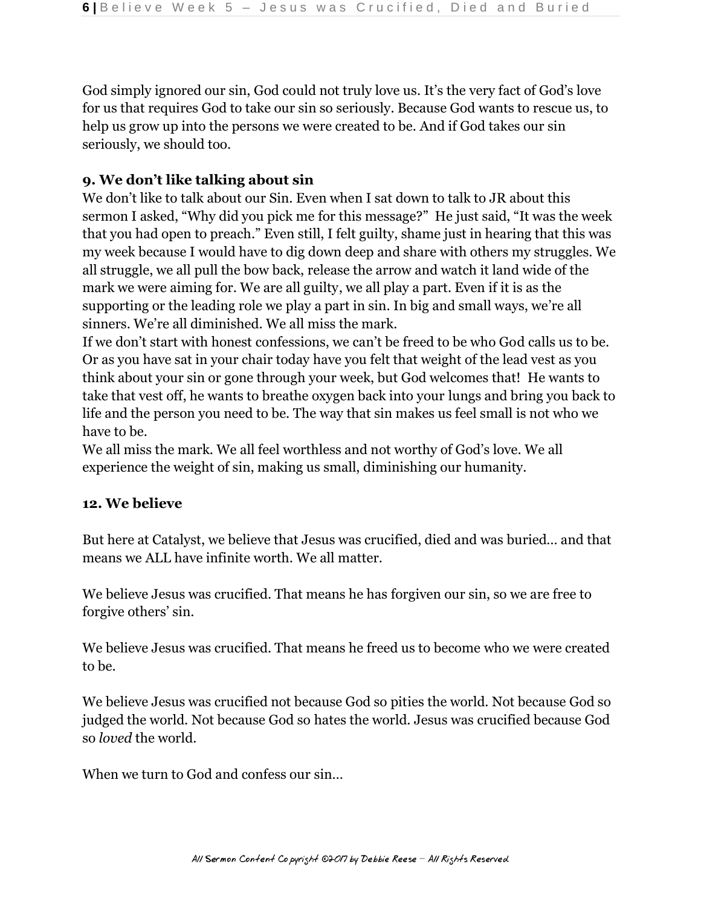God simply ignored our sin, God could not truly love us. It's the very fact of God's love for us that requires God to take our sin so seriously. Because God wants to rescue us, to help us grow up into the persons we were created to be. And if God takes our sin seriously, we should too.

**9. We don't like talking about sin**

We don't like to talk about our Sin. Even when I sat down to talk to JR about this sermon I asked, "Why did you pick me for this message?" He just said, "It was the week that you had open to preach." Even still, I felt guilty, shame just in hearing that this was my week because I would have to dig down deep and share with others my struggles. We all struggle, we all pull the bow back, release the arrow and watch it land wide of the mark we were aiming for. We are all guilty, we all play a part. Even if it is as the supporting or the leading role we play a part in sin. In big and small ways, we're all sinners. We're all diminished. We all miss the mark.

If we don't start with honest confessions, we can't be freed to be who God calls us to be. Or as you have sat in your chair today have you felt that weight of the lead vest as you think about your sin or gone through your week, but God welcomes that! He wants to take that vest off, he wants to breathe oxygen back into your lungs and bring you back to life and the person you need to be. The way that sin makes us feel small is not who we have to be.

We all miss the mark. We all feel worthless and not worthy of God's love. We all experience the weight of sin, making us small, diminishing our humanity.

**12. We believe**

But here at Catalyst, we believe that Jesus was crucified, died and was buried… and that means we ALL have infinite worth. We all matter.

We believe Jesus was crucified. That means he has forgiven our sin, so we are free to forgive others' sin.

We believe Jesus was crucified. That means he freed us to become who we were created to be.

We believe Jesus was crucified not because God so pities the world. Not because God so judged the world. Not because God so hates the world. Jesus was crucified because God so *loved* the world.

When we turn to God and confess our sin…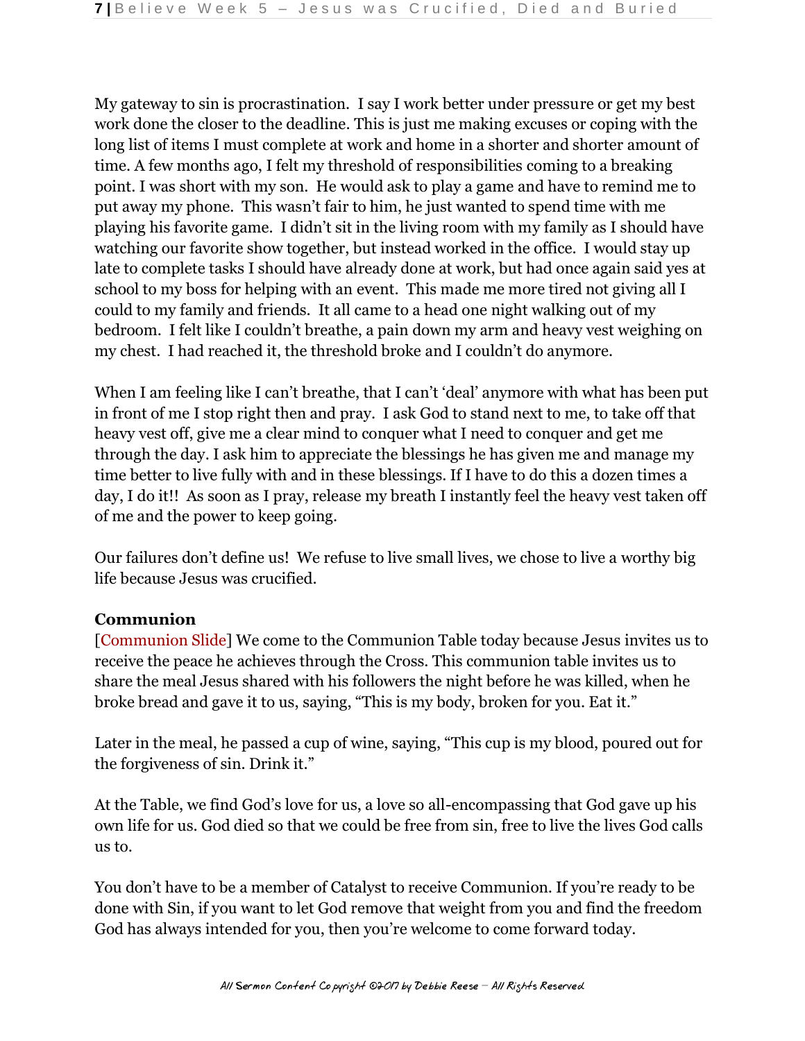My gateway to sin is procrastination. I say I work better under pressure or get my best work done the closer to the deadline. This is just me making excuses or coping with the long list of items I must complete at work and home in a shorter and shorter amount of time. A few months ago, I felt my threshold of responsibilities coming to a breaking point. I was short with my son. He would ask to play a game and have to remind me to put away my phone. This wasn't fair to him, he just wanted to spend time with me playing his favorite game. I didn't sit in the living room with my family as I should have watching our favorite show together, but instead worked in the office. I would stay up late to complete tasks I should have already done at work, but had once again said yes at school to my boss for helping with an event. This made me more tired not giving all I could to my family and friends. It all came to a head one night walking out of my bedroom. I felt like I couldn't breathe, a pain down my arm and heavy vest weighing on my chest. I had reached it, the threshold broke and I couldn't do anymore.

When I am feeling like I can't breathe, that I can't 'deal' anymore with what has been put in front of me I stop right then and pray. I ask God to stand next to me, to take off that heavy vest off, give me a clear mind to conquer what I need to conquer and get me through the day. I ask him to appreciate the blessings he has given me and manage my time better to live fully with and in these blessings. If I have to do this a dozen times a day, I do it!! As soon as I pray, release my breath I instantly feel the heavy vest taken off of me and the power to keep going.

Our failures don't define us! We refuse to live small lives, we chose to live a worthy big life because Jesus was crucified.

**Communion**

[Communion Slide] We come to the Communion Table today because Jesus invites us to receive the peace he achieves through the Cross. This communion table invites us to share the meal Jesus shared with his followers the night before he was killed, when he broke bread and gave it to us, saying, "This is my body, broken for you. Eat it."

Later in the meal, he passed a cup of wine, saying, "This cup is my blood, poured out for the forgiveness of sin. Drink it."

At the Table, we find God's love for us, a love so all-encompassing that God gave up his own life for us. God died so that we could be free from sin, free to live the lives God calls us to.

You don't have to be a member of Catalyst to receive Communion. If you're ready to be done with Sin, if you want to let God remove that weight from you and find the freedom God has always intended for you, then you're welcome to come forward today.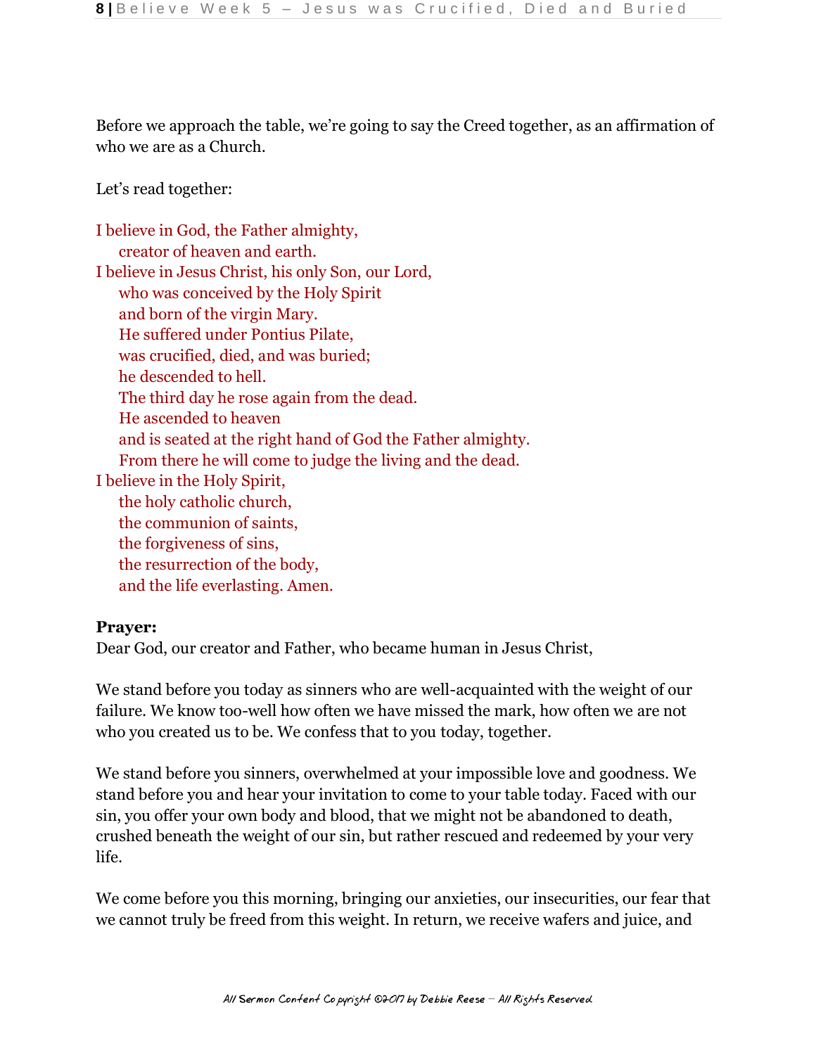Before we approach the table, we're going to say the Creed together, as an affirmation of who we are as a Church.

Let's read together:

I believe in God, the Father almighty,  
  creator of heaven and earth.  
I believe in Jesus Christ, his only Son, our Lord,  
  who was conceived by the Holy Spirit  
  and born of the virgin Mary.  
  He suffered under Pontius Pilate,  
  was crucified, died, and was buried;  
  he descended to hell.  
  The third day he rose again from the dead.  
  He ascended to heaven  
  and is seated at the right hand of God the Father almighty.  
  From there he will come to judge the living and the dead.  
I believe in the Holy Spirit,  
  the holy catholic church,  
  the communion of saints,  
  the forgiveness of sins,  
  the resurrection of the body,  
  and the life everlasting. Amen.

**Prayer:**  
Dear God, our creator and Father, who became human in Jesus Christ,

We stand before you today as sinners who are well-acquainted with the weight of our failure. We know too-well how often we have missed the mark, how often we are not who you created us to be. We confess that to you today, together.

We stand before you sinners, overwhelmed at your impossible love and goodness. We stand before you and hear your invitation to come to your table today. Faced with our sin, you offer your own body and blood, that we might not be abandoned to death, crushed beneath the weight of our sin, but rather rescued and redeemed by your very life.

We come before you this morning, bringing our anxieties, our insecurities, our fear that we cannot truly be freed from this weight. In return, we receive wafers and juice, and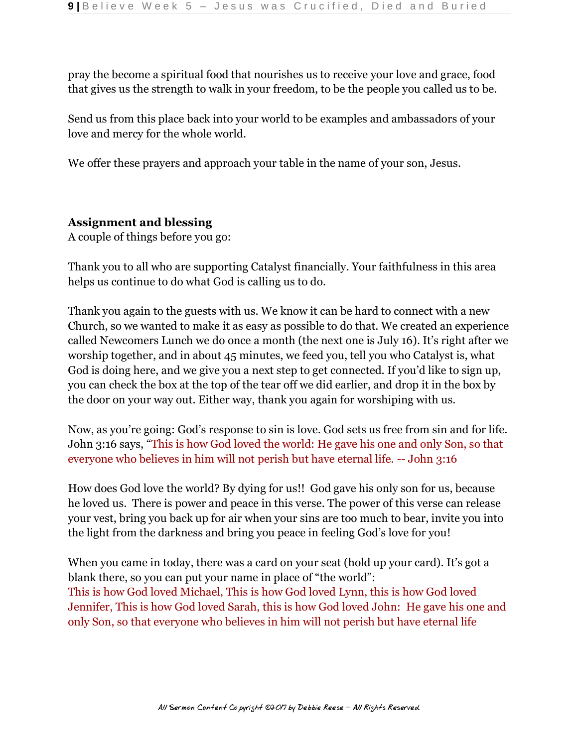pray the become a spiritual food that nourishes us to receive your love and grace, food that gives us the strength to walk in your freedom, to be the people you called us to be.

Send us from this place back into your world to be examples and ambassadors of your love and mercy for the whole world.

We offer these prayers and approach your table in the name of your son, Jesus.

**Assignment and blessing**
A couple of things before you go:

Thank you to all who are supporting Catalyst financially. Your faithfulness in this area helps us continue to do what God is calling us to do.

Thank you again to the guests with us. We know it can be hard to connect with a new Church, so we wanted to make it as easy as possible to do that. We created an experience called Newcomers Lunch we do once a month (the next one is July 16). It's right after we worship together, and in about 45 minutes, we feed you, tell you who Catalyst is, what God is doing here, and we give you a next step to get connected. If you'd like to sign up, you can check the box at the top of the tear off we did earlier, and drop it in the box by the door on your way out. Either way, thank you again for worshiping with us.

Now, as you're going: God's response to sin is love. God sets us free from sin and for life. John 3:16 says, "This is how God loved the world: He gave his one and only Son, so that everyone who believes in him will not perish but have eternal life. -- John 3:16

How does God love the world? By dying for us!! God gave his only son for us, because he loved us. There is power and peace in this verse. The power of this verse can release your vest, bring you back up for air when your sins are too much to bear, invite you into the light from the darkness and bring you peace in feeling God's love for you!

When you came in today, there was a card on your seat (hold up your card). It's got a blank there, so you can put your name in place of "the world":
This is how God loved Michael, This is how God loved Lynn, this is how God loved Jennifer, This is how God loved Sarah, this is how God loved John: He gave his one and only Son, so that everyone who believes in him will not perish but have eternal life

All Sermon Content Copyright ©2017 by Debbie Reese – All Rights Reserved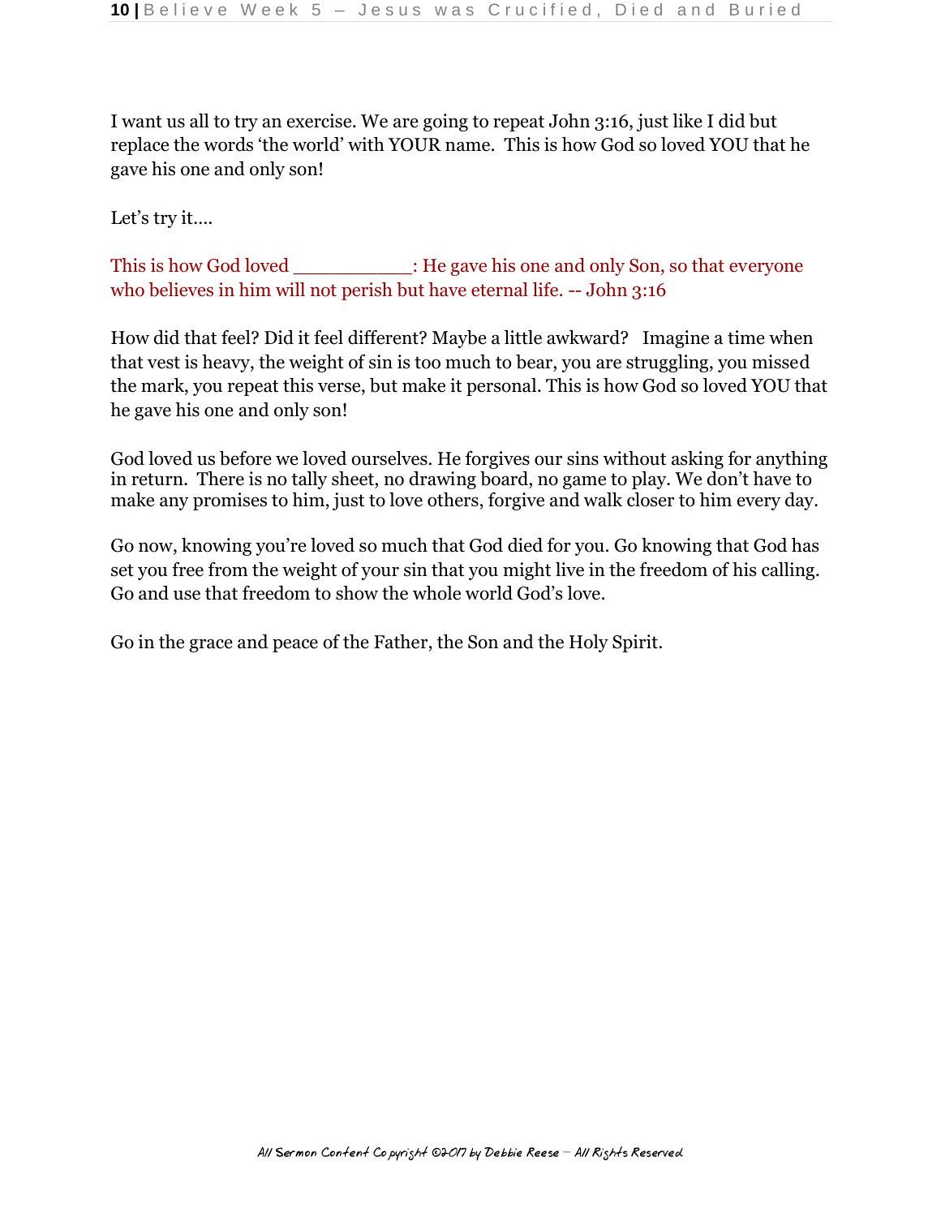I want us all to try an exercise. We are going to repeat John 3:16, just like I did but replace the words 'the world' with YOUR name. This is how God so loved YOU that he gave his one and only son!

Let's try it….

This is how God loved __________: He gave his one and only Son, so that everyone who believes in him will not perish but have eternal life. -- John 3:16

How did that feel? Did it feel different? Maybe a little awkward? Imagine a time when that vest is heavy, the weight of sin is too much to bear, you are struggling, you missed the mark, you repeat this verse, but make it personal. This is how God so loved YOU that he gave his one and only son!

God loved us before we loved ourselves. He forgives our sins without asking for anything in return. There is no tally sheet, no drawing board, no game to play. We don't have to make any promises to him, just to love others, forgive and walk closer to him every day.

Go now, knowing you're loved so much that God died for you. Go knowing that God has set you free from the weight of your sin that you might live in the freedom of his calling. Go and use that freedom to show the whole world God's love.

Go in the grace and peace of the Father, the Son and the Holy Spirit.

*All Sermon Content Copyright ©2017 by Debbie Reese – All Rights Reserved.*